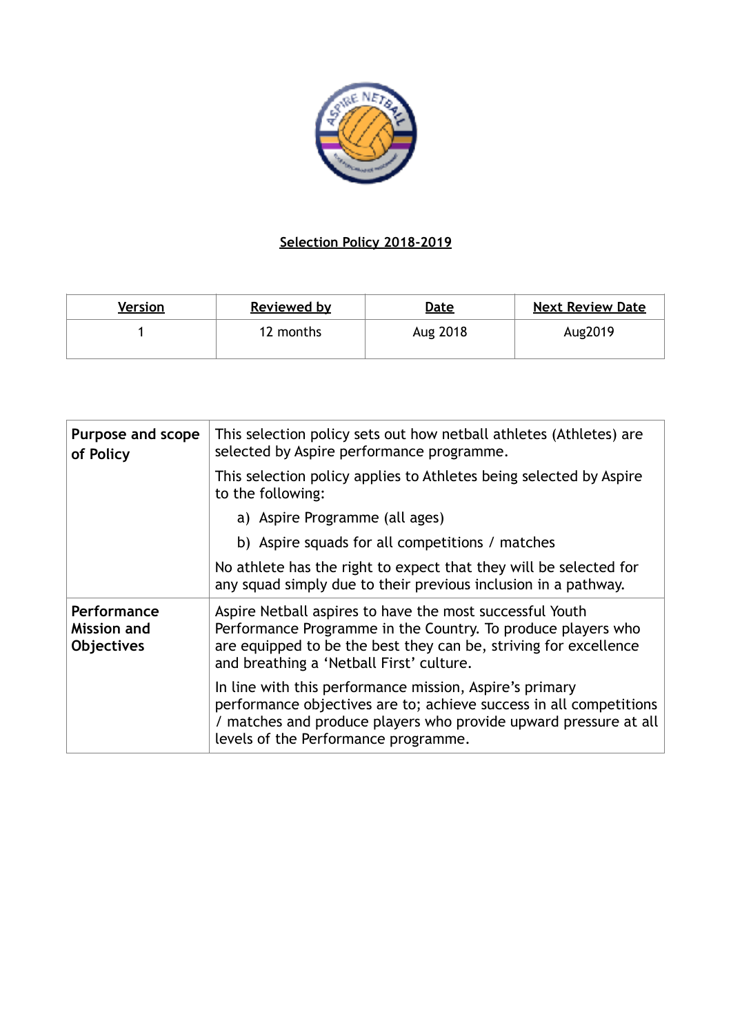# Selection Policy 2018-2019

| Version | Reviewed by | Date | Next Review Date |
|---|---|---|---|
| 1 | 12 months | Aug 2018 | Aug2019 |

| | |
|---|---|
| **Purpose and scope of Policy** | This selection policy sets out how netball athletes (Athletes) are selected by Aspire performance programme.<br><br>This selection policy applies to Athletes being selected by Aspire to the following:<br><br>a) Aspire Programme (all ages)<br><br>b) Aspire squads for all competitions / matches<br><br>No athlete has the right to expect that they will be selected for any squad simply due to their previous inclusion in a pathway. |
| **Performance Mission and Objectives** | Aspire Netball aspires to have the most successful Youth Performance Programme in the Country. To produce players who are equipped to be the best they can be, striving for excellence and breathing a 'Netball First' culture.<br><br>In line with this performance mission, Aspire's primary performance objectives are to; achieve success in all competitions / matches and produce players who provide upward pressure at all levels of the Performance programme. |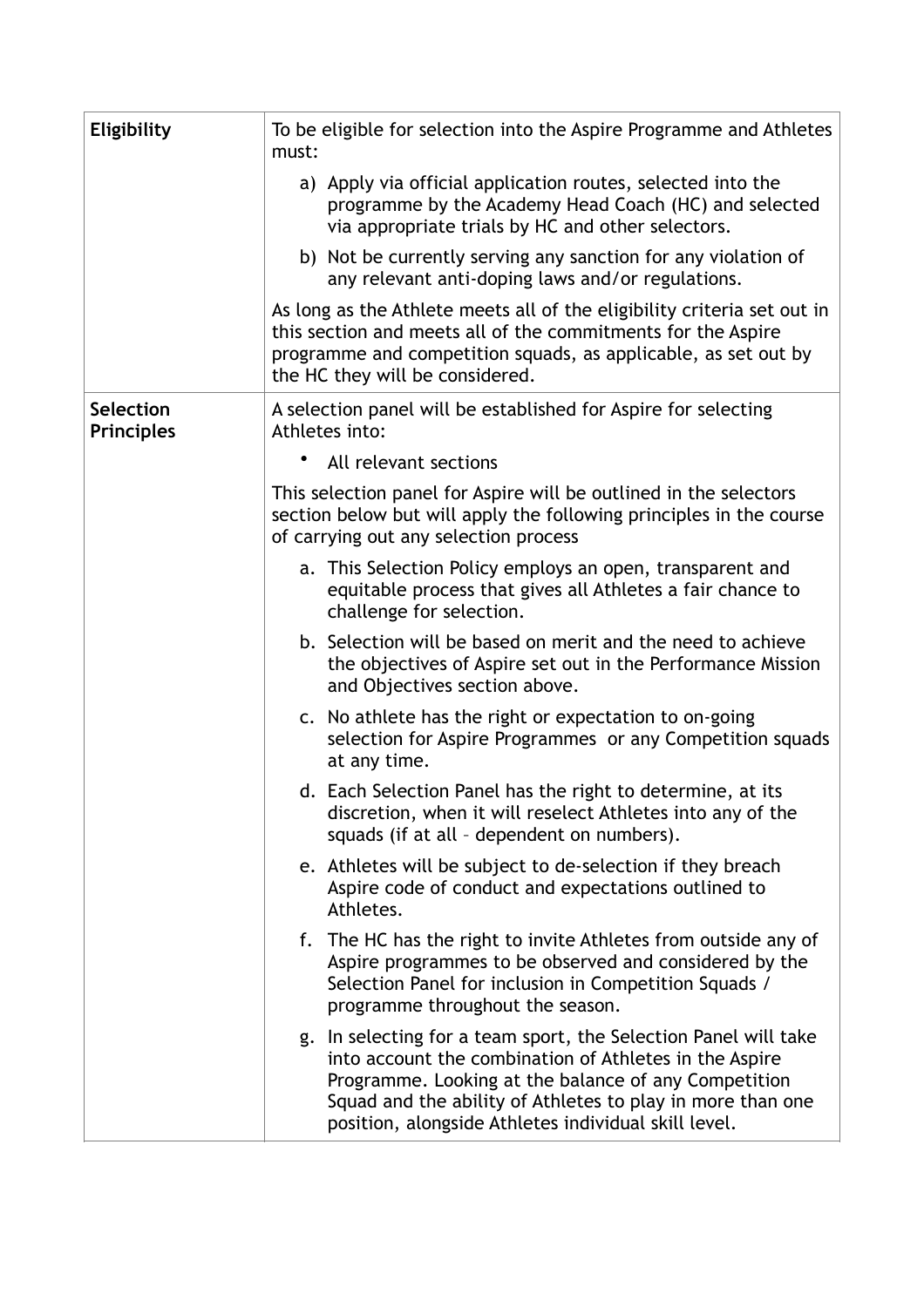| | |
|---|---|
| **Eligibility** | To be eligible for selection into the Aspire Programme and Athletes must:<br><br>a) Apply via official application routes, selected into the programme by the Academy Head Coach (HC) and selected via appropriate trials by HC and other selectors.<br><br>b) Not be currently serving any sanction for any violation of any relevant anti-doping laws and/or regulations.<br><br>As long as the Athlete meets all of the eligibility criteria set out in this section and meets all of the commitments for the Aspire programme and competition squads, as applicable, as set out by the HC they will be considered. |
| **Selection Principles** | A selection panel will be established for Aspire for selecting Athletes into:<br><br>• All relevant sections<br><br>This selection panel for Aspire will be outlined in the selectors section below but will apply the following principles in the course of carrying out any selection process<br><br>a. This Selection Policy employs an open, transparent and equitable process that gives all Athletes a fair chance to challenge for selection.<br><br>b. Selection will be based on merit and the need to achieve the objectives of Aspire set out in the Performance Mission and Objectives section above.<br><br>c. No athlete has the right or expectation to on-going selection for Aspire Programmes or any Competition squads at any time.<br><br>d. Each Selection Panel has the right to determine, at its discretion, when it will reselect Athletes into any of the squads (if at all – dependent on numbers).<br><br>e. Athletes will be subject to de-selection if they breach Aspire code of conduct and expectations outlined to Athletes.<br><br>f. The HC has the right to invite Athletes from outside any of Aspire programmes to be observed and considered by the Selection Panel for inclusion in Competition Squads / programme throughout the season.<br><br>g. In selecting for a team sport, the Selection Panel will take into account the combination of Athletes in the Aspire Programme. Looking at the balance of any Competition Squad and the ability of Athletes to play in more than one position, alongside Athletes individual skill level. |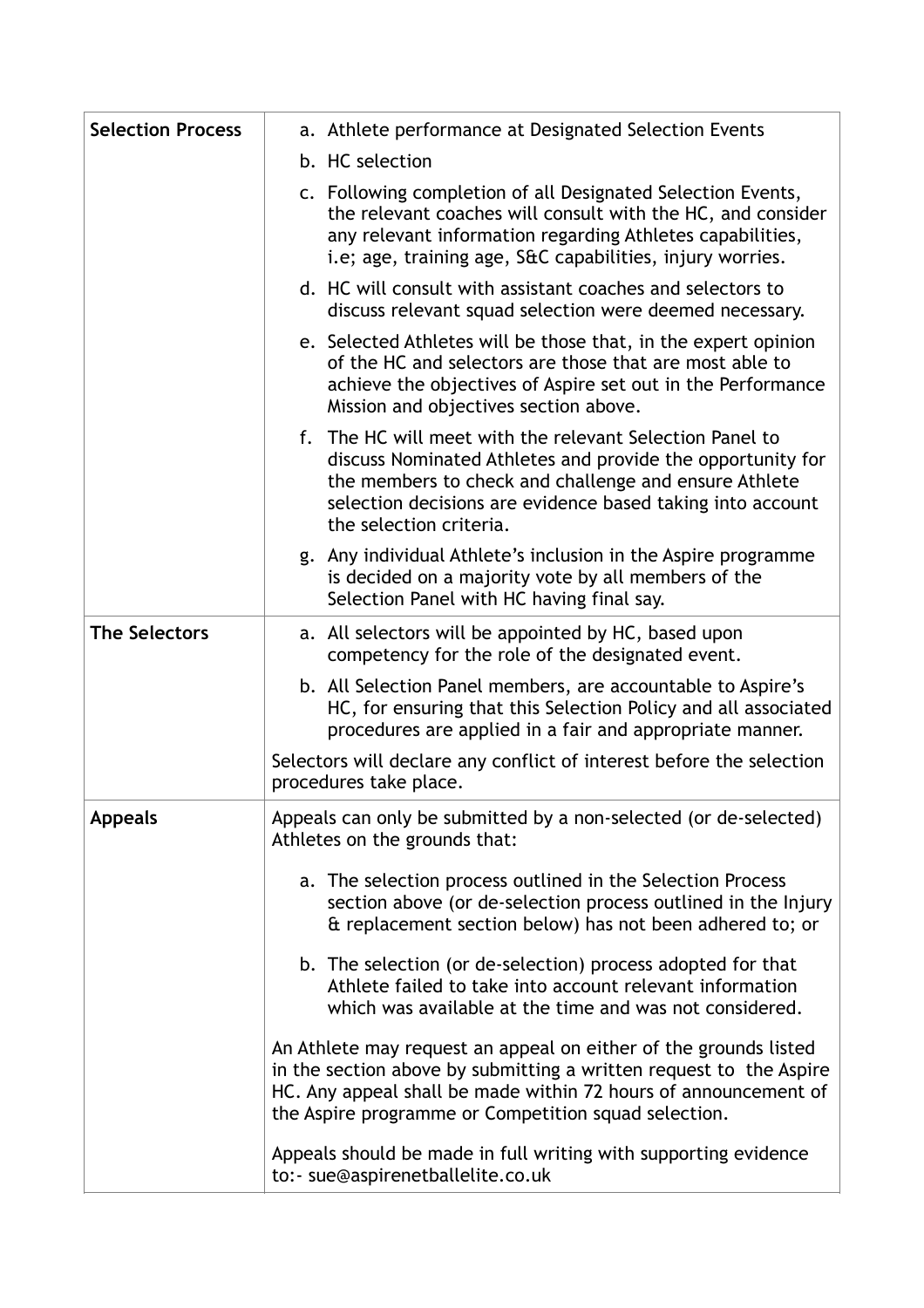| | |
|---|---|
| **Selection Process** | a. Athlete performance at Designated Selection Events<br>b. HC selection<br>c. Following completion of all Designated Selection Events, the relevant coaches will consult with the HC, and consider any relevant information regarding Athletes capabilities, i.e; age, training age, S&C capabilities, injury worries.<br>d. HC will consult with assistant coaches and selectors to discuss relevant squad selection were deemed necessary.<br>e. Selected Athletes will be those that, in the expert opinion of the HC and selectors are those that are most able to achieve the objectives of Aspire set out in the Performance Mission and objectives section above.<br>f. The HC will meet with the relevant Selection Panel to discuss Nominated Athletes and provide the opportunity for the members to check and challenge and ensure Athlete selection decisions are evidence based taking into account the selection criteria.<br>g. Any individual Athlete's inclusion in the Aspire programme is decided on a majority vote by all members of the Selection Panel with HC having final say. |
| **The Selectors** | a. All selectors will be appointed by HC, based upon competency for the role of the designated event.<br>b. All Selection Panel members, are accountable to Aspire's HC, for ensuring that this Selection Policy and all associated procedures are applied in a fair and appropriate manner.<br><br>Selectors will declare any conflict of interest before the selection procedures take place. |
| **Appeals** | Appeals can only be submitted by a non-selected (or de-selected) Athletes on the grounds that:<br><br>a. The selection process outlined in the Selection Process section above (or de-selection process outlined in the Injury & replacement section below) has not been adhered to; or<br><br>b. The selection (or de-selection) process adopted for that Athlete failed to take into account relevant information which was available at the time and was not considered.<br><br>An Athlete may request an appeal on either of the grounds listed in the section above by submitting a written request to the Aspire HC. Any appeal shall be made within 72 hours of announcement of the Aspire programme or Competition squad selection.<br><br>Appeals should be made in full writing with supporting evidence to:- sue@aspirenetballelite.co.uk |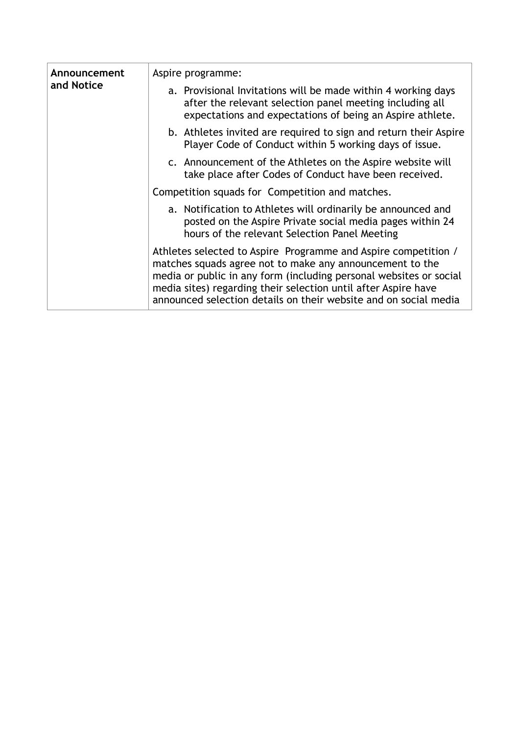| Announcement and Notice | Aspire programme:<br><br>a. Provisional Invitations will be made within 4 working days after the relevant selection panel meeting including all expectations and expectations of being an Aspire athlete.<br><br>b. Athletes invited are required to sign and return their Aspire Player Code of Conduct within 5 working days of issue.<br><br>c. Announcement of the Athletes on the Aspire website will take place after Codes of Conduct have been received.<br><br>Competition squads for Competition and matches.<br><br>a. Notification to Athletes will ordinarily be announced and posted on the Aspire Private social media pages within 24 hours of the relevant Selection Panel Meeting<br><br>Athletes selected to Aspire Programme and Aspire competition / matches squads agree not to make any announcement to the media or public in any form (including personal websites or social media sites) regarding their selection until after Aspire have announced selection details on their website and on social media |
|---|---|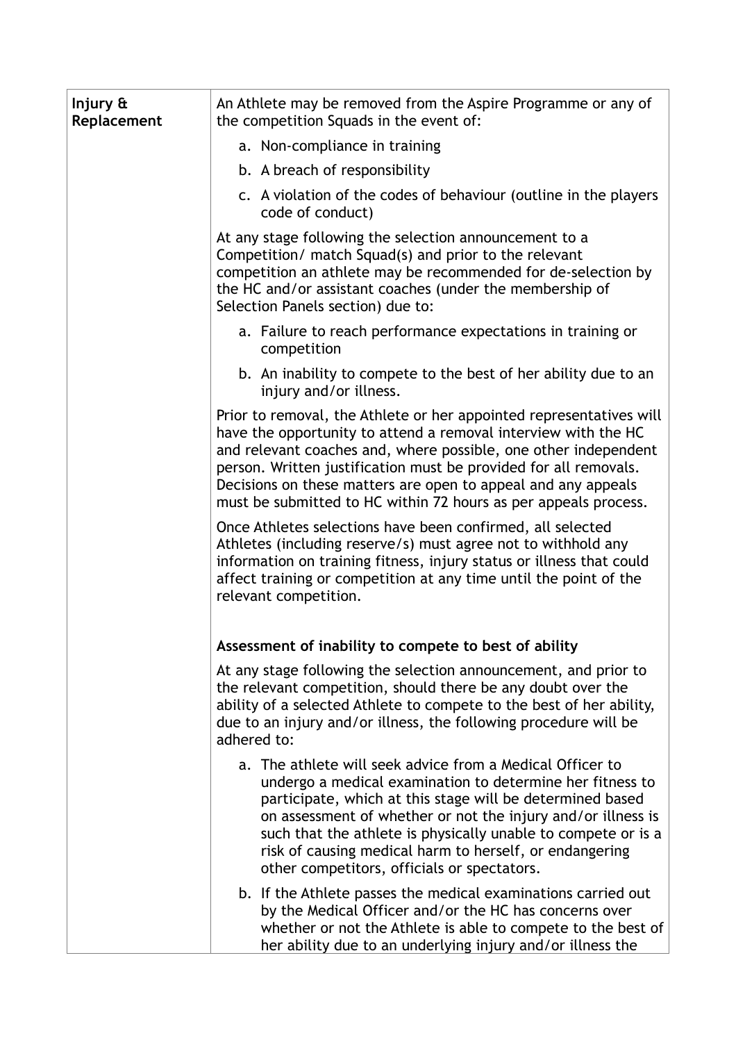| **Injury & Replacement** | An Athlete may be removed from the Aspire Programme or any of the competition Squads in the event of:<br><br>a. Non-compliance in training<br>b. A breach of responsibility<br>c. A violation of the codes of behaviour (outline in the players code of conduct)<br><br>At any stage following the selection announcement to a Competition/ match Squad(s) and prior to the relevant competition an athlete may be recommended for de-selection by the HC and/or assistant coaches (under the membership of Selection Panels section) due to:<br><br>a. Failure to reach performance expectations in training or competition<br>b. An inability to compete to the best of her ability due to an injury and/or illness.<br><br>Prior to removal, the Athlete or her appointed representatives will have the opportunity to attend a removal interview with the HC and relevant coaches and, where possible, one other independent person. Written justification must be provided for all removals. Decisions on these matters are open to appeal and any appeals must be submitted to HC within 72 hours as per appeals process.<br><br>Once Athletes selections have been confirmed, all selected Athletes (including reserve/s) must agree not to withhold any information on training fitness, injury status or illness that could affect training or competition at any time until the point of the relevant competition.<br><br>**Assessment of inability to compete to best of ability**<br><br>At any stage following the selection announcement, and prior to the relevant competition, should there be any doubt over the ability of a selected Athlete to compete to the best of her ability, due to an injury and/or illness, the following procedure will be adhered to:<br><br>a. The athlete will seek advice from a Medical Officer to undergo a medical examination to determine her fitness to participate, which at this stage will be determined based on assessment of whether or not the injury and/or illness is such that the athlete is physically unable to compete or is a risk of causing medical harm to herself, or endangering other competitors, officials or spectators.<br>b. If the Athlete passes the medical examinations carried out by the Medical Officer and/or the HC has concerns over whether or not the Athlete is able to compete to the best of her ability due to an underlying injury and/or illness the |
|---|---|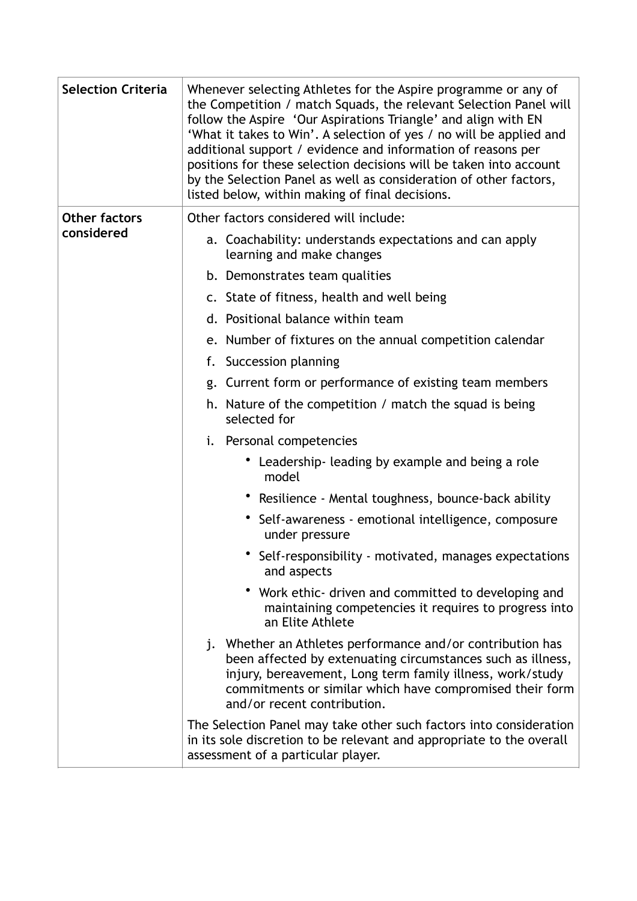| | |
|---|---|
| **Selection Criteria** | Whenever selecting Athletes for the Aspire programme or any of the Competition / match Squads, the relevant Selection Panel will follow the Aspire 'Our Aspirations Triangle' and align with EN 'What it takes to Win'. A selection of yes / no will be applied and additional support / evidence and information of reasons per positions for these selection decisions will be taken into account by the Selection Panel as well as consideration of other factors, listed below, within making of final decisions. |
| **Other factors considered** | Other factors considered will include:<br>a. Coachability: understands expectations and can apply learning and make changes<br>b. Demonstrates team qualities<br>c. State of fitness, health and well being<br>d. Positional balance within team<br>e. Number of fixtures on the annual competition calendar<br>f. Succession planning<br>g. Current form or performance of existing team members<br>h. Nature of the competition / match the squad is being selected for<br>i. Personal competencies<br>• Leadership- leading by example and being a role model<br>• Resilience - Mental toughness, bounce-back ability<br>• Self-awareness - emotional intelligence, composure under pressure<br>• Self-responsibility - motivated, manages expectations and aspects<br>• Work ethic- driven and committed to developing and maintaining competencies it requires to progress into an Elite Athlete<br>j. Whether an Athletes performance and/or contribution has been affected by extenuating circumstances such as illness, injury, bereavement, Long term family illness, work/study commitments or similar which have compromised their form and/or recent contribution.<br><br>The Selection Panel may take other such factors into consideration in its sole discretion to be relevant and appropriate to the overall assessment of a particular player. |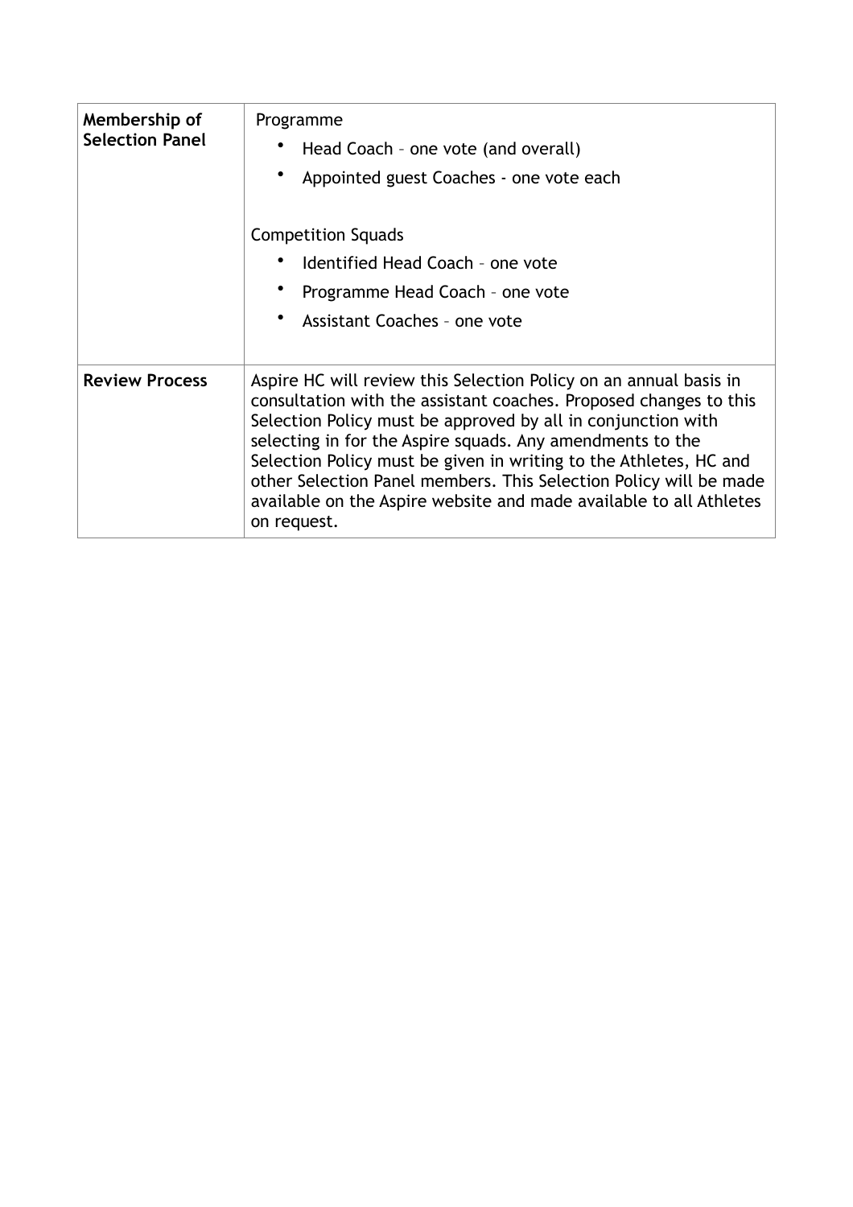| | |
|---|---|
| **Membership of Selection Panel** | Programme<br>• Head Coach – one vote (and overall)<br>• Appointed guest Coaches - one vote each<br><br>Competition Squads<br>• Identified Head Coach – one vote<br>• Programme Head Coach – one vote<br>• Assistant Coaches – one vote |
| **Review Process** | Aspire HC will review this Selection Policy on an annual basis in consultation with the assistant coaches. Proposed changes to this Selection Policy must be approved by all in conjunction with selecting in for the Aspire squads. Any amendments to the Selection Policy must be given in writing to the Athletes, HC and other Selection Panel members. This Selection Policy will be made available on the Aspire website and made available to all Athletes on request. |